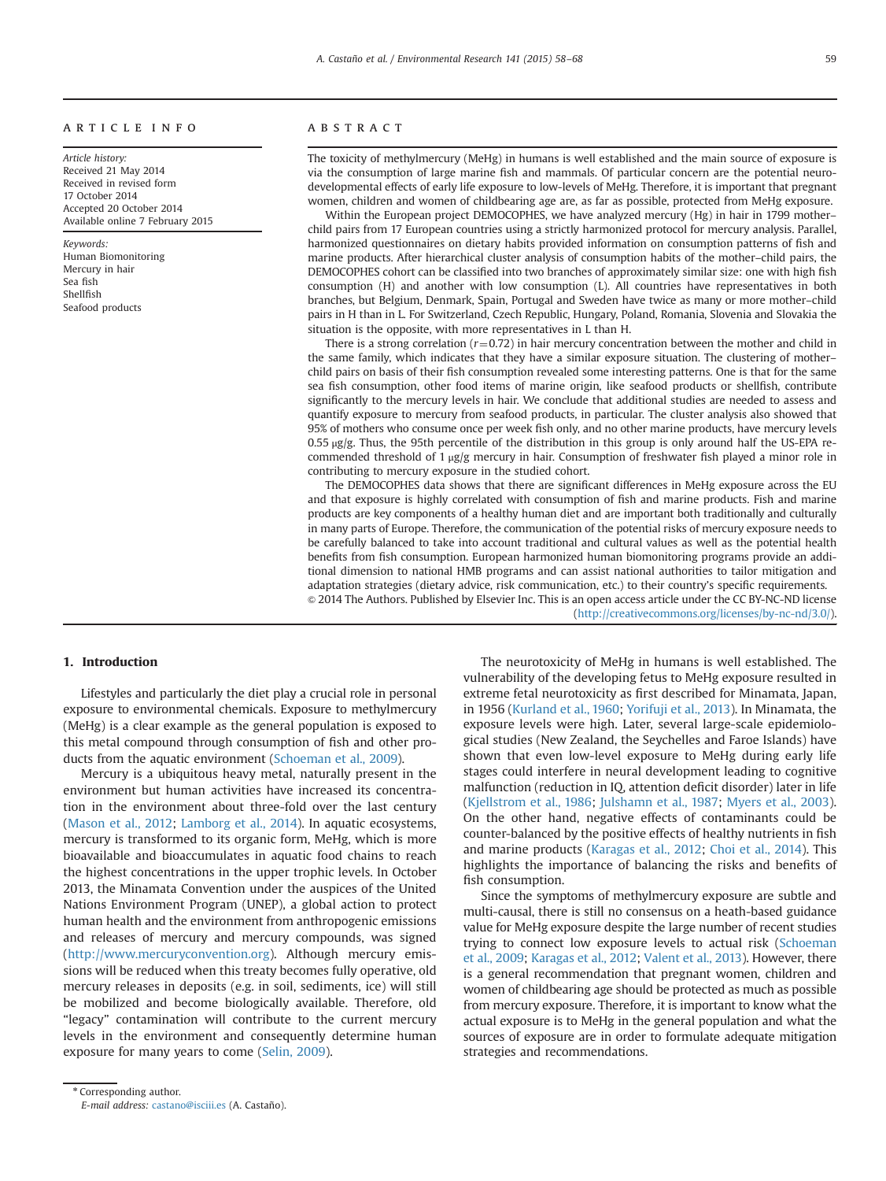ARTICLE INFO

*Article history:*
Received 21 May 2014
Received in revised form
17 October 2014
Accepted 20 October 2014
Available online 7 February 2015

*Keywords:*
Human Biomonitoring
Mercury in hair
Sea fish
Shellfish
Seafood products

ABSTRACT

The toxicity of methylmercury (MeHg) in humans is well established and the main source of exposure is via the consumption of large marine fish and mammals. Of particular concern are the potential neurodevelopmental effects of early life exposure to low-levels of MeHg. Therefore, it is important that pregnant women, children and women of childbearing age are, as far as possible, protected from MeHg exposure.

Within the European project DEMOCOPHES, we have analyzed mercury (Hg) in hair in 1799 mother–child pairs from 17 European countries using a strictly harmonized protocol for mercury analysis. Parallel, harmonized questionnaires on dietary habits provided information on consumption patterns of fish and marine products. After hierarchical cluster analysis of consumption habits of the mother–child pairs, the DEMOCOPHES cohort can be classified into two branches of approximately similar size: one with high fish consumption (H) and another with low consumption (L). All countries have representatives in both branches, but Belgium, Denmark, Spain, Portugal and Sweden have twice as many or more mother–child pairs in H than in L. For Switzerland, Czech Republic, Hungary, Poland, Romania, Slovenia and Slovakia the situation is the opposite, with more representatives in L than H.

There is a strong correlation ($r = 0.72$) in hair mercury concentration between the mother and child in the same family, which indicates that they have a similar exposure situation. The clustering of mother–child pairs on basis of their fish consumption revealed some interesting patterns. One is that for the same sea fish consumption, other food items of marine origin, like seafood products or shellfish, contribute significantly to the mercury levels in hair. We conclude that additional studies are needed to assess and quantify exposure to mercury from seafood products, in particular. The cluster analysis also showed that 95% of mothers who consume once per week fish only, and no other marine products, have mercury levels 0.55 μg/g. Thus, the 95th percentile of the distribution in this group is only around half the US-EPA recommended threshold of 1 μg/g mercury in hair. Consumption of freshwater fish played a minor role in contributing to mercury exposure in the studied cohort.

The DEMOCOPHES data shows that there are significant differences in MeHg exposure across the EU and that exposure is highly correlated with consumption of fish and marine products. Fish and marine products are key components of a healthy human diet and are important both traditionally and culturally in many parts of Europe. Therefore, the communication of the potential risks of mercury exposure needs to be carefully balanced to take into account traditional and cultural values as well as the potential health benefits from fish consumption. European harmonized human biomonitoring programs provide an additional dimension to national HMB programs and can assist national authorities to tailor mitigation and adaptation strategies (dietary advice, risk communication, etc.) to their country's specific requirements.

© 2014 The Authors. Published by Elsevier Inc. This is an open access article under the CC BY-NC-ND license (http://creativecommons.org/licenses/by-nc-nd/3.0/).

## 1. Introduction

Lifestyles and particularly the diet play a crucial role in personal exposure to environmental chemicals. Exposure to methylmercury (MeHg) is a clear example as the general population is exposed to this metal compound through consumption of fish and other products from the aquatic environment (Schoeman et al., 2009).

Mercury is a ubiquitous heavy metal, naturally present in the environment but human activities have increased its concentration in the environment about three-fold over the last century (Mason et al., 2012; Lamborg et al., 2014). In aquatic ecosystems, mercury is transformed to its organic form, MeHg, which is more bioavailable and bioaccumulates in aquatic food chains to reach the highest concentrations in the upper trophic levels. In October 2013, the Minamata Convention under the auspices of the United Nations Environment Program (UNEP), a global action to protect human health and the environment from anthropogenic emissions and releases of mercury and mercury compounds, was signed (http://www.mercuryconvention.org). Although mercury emissions will be reduced when this treaty becomes fully operative, old mercury releases in deposits (e.g. in soil, sediments, ice) will still be mobilized and become biologically available. Therefore, old "legacy" contamination will contribute to the current mercury levels in the environment and consequently determine human exposure for many years to come (Selin, 2009).

The neurotoxicity of MeHg in humans is well established. The vulnerability of the developing fetus to MeHg exposure resulted in extreme fetal neurotoxicity as first described for Minamata, Japan, in 1956 (Kurland et al., 1960; Yorifuji et al., 2013). In Minamata, the exposure levels were high. Later, several large-scale epidemiological studies (New Zealand, the Seychelles and Faroe Islands) have shown that even low-level exposure to MeHg during early life stages could interfere in neural development leading to cognitive malfunction (reduction in IQ, attention deficit disorder) later in life (Kjellstrom et al., 1986; Julshamn et al., 1987; Myers et al., 2003). On the other hand, negative effects of contaminants could be counter-balanced by the positive effects of healthy nutrients in fish and marine products (Karagas et al., 2012; Choi et al., 2014). This highlights the importance of balancing the risks and benefits of fish consumption.

Since the symptoms of methylmercury exposure are subtle and multi-causal, there is still no consensus on a heath-based guidance value for MeHg exposure despite the large number of recent studies trying to connect low exposure levels to actual risk (Schoeman et al., 2009; Karagas et al., 2012; Valent et al., 2013). However, there is a general recommendation that pregnant women, children and women of childbearing age should be protected as much as possible from mercury exposure. Therefore, it is important to know what the actual exposure is to MeHg in the general population and what the sources of exposure are in order to formulate adequate mitigation strategies and recommendations.

* Corresponding author.
*E-mail address:* castano@isciii.es (A. Castaño).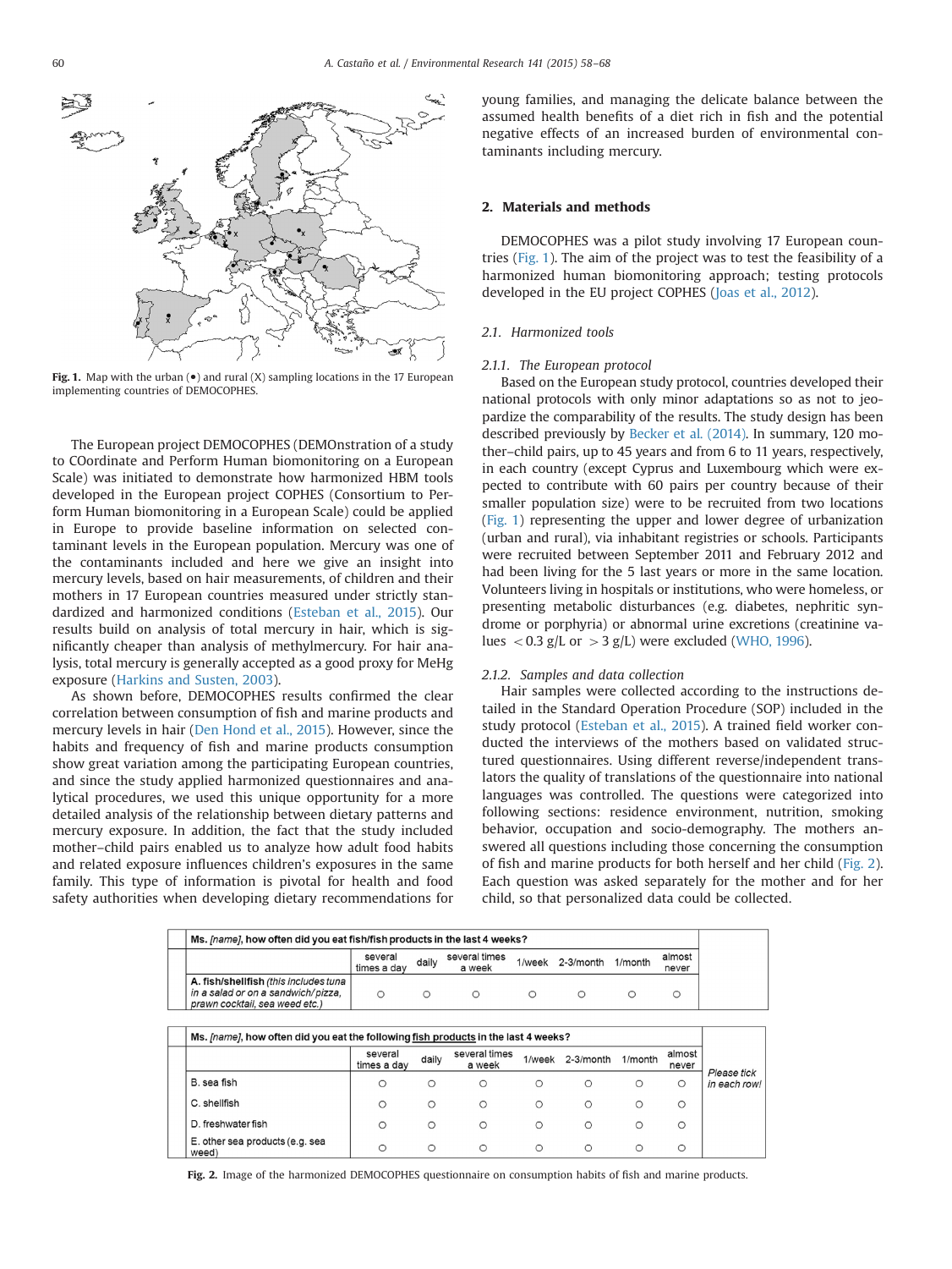Fig. 1. Map with the urban (•) and rural (X) sampling locations in the 17 European implementing countries of DEMOCOPHES.

The European project DEMOCOPHES (DEMOnstration of a study to COordinate and Perform Human biomonitoring on a European Scale) was initiated to demonstrate how harmonized HBM tools developed in the European project COPHES (Consortium to Perform Human biomonitoring in a European Scale) could be applied in Europe to provide baseline information on selected contaminant levels in the European population. Mercury was one of the contaminants included and here we give an insight into mercury levels, based on hair measurements, of children and their mothers in 17 European countries measured under strictly standardized and harmonized conditions (Esteban et al., 2015). Our results build on analysis of total mercury in hair, which is significantly cheaper than analysis of methylmercury. For hair analysis, total mercury is generally accepted as a good proxy for MeHg exposure (Harkins and Susten, 2003).

As shown before, DEMOCOPHES results confirmed the clear correlation between consumption of fish and marine products and mercury levels in hair (Den Hond et al., 2015). However, since the habits and frequency of fish and marine products consumption show great variation among the participating European countries, and since the study applied harmonized questionnaires and analytical procedures, we used this unique opportunity for a more detailed analysis of the relationship between dietary patterns and mercury exposure. In addition, the fact that the study included mother–child pairs enabled us to analyze how adult food habits and related exposure influences children's exposures in the same family. This type of information is pivotal for health and food safety authorities when developing dietary recommendations for young families, and managing the delicate balance between the assumed health benefits of a diet rich in fish and the potential negative effects of an increased burden of environmental contaminants including mercury.

## 2. Materials and methods

DEMOCOPHES was a pilot study involving 17 European countries (Fig. 1). The aim of the project was to test the feasibility of a harmonized human biomonitoring approach; testing protocols developed in the EU project COPHES (Joas et al., 2012).

### 2.1. Harmonized tools

#### 2.1.1. The European protocol

Based on the European study protocol, countries developed their national protocols with only minor adaptations so as not to jeopardize the comparability of the results. The study design has been described previously by Becker et al. (2014). In summary, 120 mother–child pairs, up to 45 years and from 6 to 11 years, respectively, in each country (except Cyprus and Luxembourg which were expected to contribute with 60 pairs per country because of their smaller population size) were to be recruited from two locations (Fig. 1) representing the upper and lower degree of urbanization (urban and rural), via inhabitant registries or schools. Participants were recruited between September 2011 and February 2012 and had been living for the 5 last years or more in the same location. Volunteers living in hospitals or institutions, who were homeless, or presenting metabolic disturbances (e.g. diabetes, nephritic syndrome or porphyria) or abnormal urine excretions (creatinine values $<0.3$ g/L or $>3$ g/L) were excluded (WHO, 1996).

#### 2.1.2. Samples and data collection

Hair samples were collected according to the instructions detailed in the Standard Operation Procedure (SOP) included in the study protocol (Esteban et al., 2015). A trained field worker conducted the interviews of the mothers based on validated structured questionnaires. Using different reverse/independent translators the quality of translations of the questionnaire into national languages was controlled. The questions were categorized into following sections: residence environment, nutrition, smoking behavior, occupation and socio-demography. The mothers answered all questions including those concerning the consumption of fish and marine products for both herself and her child (Fig. 2). Each question was asked separately for the mother and for her child, so that personalized data could be collected.

| Ms. *[name]*, how often did you eat fish/fish products in the last 4 weeks? | several times a day | daily | several times a week | 1/week | 2-3/month | 1/month | almost never |
|---|---|---|---|---|---|---|---|
| **A. fish/shellfish** *(this includes tuna in a salad or on a sandwich/pizza, prawn cocktail, sea weed etc.)* | ○ | ○ | ○ | ○ | ○ | ○ | ○ |

| Ms. *[name]*, how often did you eat the following fish products in the last 4 weeks? | several times a day | daily | several times a week | 1/week | 2-3/month | 1/month | almost never | |
|---|---|---|---|---|---|---|---|---|
| B. sea fish | ○ | ○ | ○ | ○ | ○ | ○ | ○ | *Please tick in each row!* |
| C. shellfish | ○ | ○ | ○ | ○ | ○ | ○ | ○ | |
| D. freshwater fish | ○ | ○ | ○ | ○ | ○ | ○ | ○ | |
| E. other sea products (e.g. sea weed) | ○ | ○ | ○ | ○ | ○ | ○ | ○ | |

Fig. 2. Image of the harmonized DEMOCOPHES questionnaire on consumption habits of fish and marine products.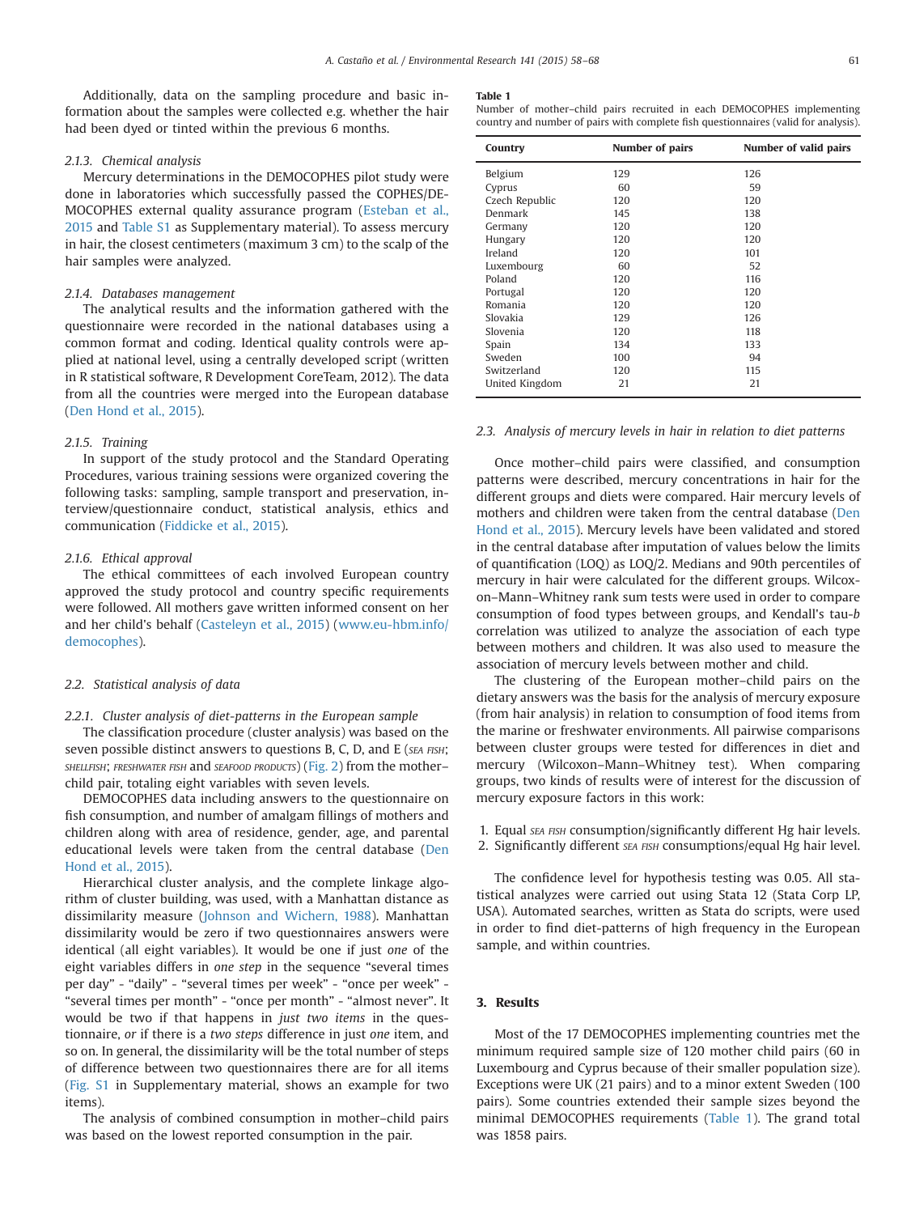Additionally, data on the sampling procedure and basic information about the samples were collected e.g. whether the hair had been dyed or tinted within the previous 6 months.

#### 2.1.3. Chemical analysis

Mercury determinations in the DEMOCOPHES pilot study were done in laboratories which successfully passed the COPHES/DEMOCOPHES external quality assurance program (Esteban et al., 2015 and Table S1 as Supplementary material). To assess mercury in hair, the closest centimeters (maximum 3 cm) to the scalp of the hair samples were analyzed.

#### 2.1.4. Databases management

The analytical results and the information gathered with the questionnaire were recorded in the national databases using a common format and coding. Identical quality controls were applied at national level, using a centrally developed script (written in R statistical software, R Development CoreTeam, 2012). The data from all the countries were merged into the European database (Den Hond et al., 2015).

#### 2.1.5. Training

In support of the study protocol and the Standard Operating Procedures, various training sessions were organized covering the following tasks: sampling, sample transport and preservation, interview/questionnaire conduct, statistical analysis, ethics and communication (Fiddicke et al., 2015).

#### 2.1.6. Ethical approval

The ethical committees of each involved European country approved the study protocol and country specific requirements were followed. All mothers gave written informed consent on her and her child's behalf (Casteleyn et al., 2015) (www.eu-hbm.info/democophes).

### 2.2. Statistical analysis of data

#### 2.2.1. Cluster analysis of diet-patterns in the European sample

The classification procedure (cluster analysis) was based on the seven possible distinct answers to questions B, C, D, and E (SEA FISH; SHELLFISH; FRESHWATER FISH and SEAFOOD PRODUCTS) (Fig. 2) from the mother–child pair, totaling eight variables with seven levels.

DEMOCOPHES data including answers to the questionnaire on fish consumption, and number of amalgam fillings of mothers and children along with area of residence, gender, age, and parental educational levels were taken from the central database (Den Hond et al., 2015).

Hierarchical cluster analysis, and the complete linkage algorithm of cluster building, was used, with a Manhattan distance as dissimilarity measure (Johnson and Wichern, 1988). Manhattan dissimilarity would be zero if two questionnaires answers were identical (all eight variables). It would be one if just *one* of the eight variables differs in *one step* in the sequence "several times per day" - "daily" - "several times per week" - "once per week" - "several times per month" - "once per month" - "almost never". It would be two if that happens in *just two items* in the questionnaire, *or* if there is a *two steps* difference in just *one* item, and so on. In general, the dissimilarity will be the total number of steps of difference between two questionnaires there are for all items (Fig. S1 in Supplementary material, shows an example for two items).

The analysis of combined consumption in mother–child pairs was based on the lowest reported consumption in the pair.

**Table 1**
Number of mother–child pairs recruited in each DEMOCOPHES implementing country and number of pairs with complete fish questionnaires (valid for analysis).

| Country | Number of pairs | Number of valid pairs |
|---|---|---|
| Belgium | 129 | 126 |
| Cyprus | 60 | 59 |
| Czech Republic | 120 | 120 |
| Denmark | 145 | 138 |
| Germany | 120 | 120 |
| Hungary | 120 | 120 |
| Ireland | 120 | 101 |
| Luxembourg | 60 | 52 |
| Poland | 120 | 116 |
| Portugal | 120 | 120 |
| Romania | 120 | 120 |
| Slovakia | 129 | 126 |
| Slovenia | 120 | 118 |
| Spain | 134 | 133 |
| Sweden | 100 | 94 |
| Switzerland | 120 | 115 |
| United Kingdom | 21 | 21 |

### 2.3. Analysis of mercury levels in hair in relation to diet patterns

Once mother–child pairs were classified, and consumption patterns were described, mercury concentrations in hair for the different groups and diets were compared. Hair mercury levels of mothers and children were taken from the central database (Den Hond et al., 2015). Mercury levels have been validated and stored in the central database after imputation of values below the limits of quantification (LOQ) as LOQ/2. Medians and 90th percentiles of mercury in hair were calculated for the different groups. Wilcoxon–Mann–Whitney rank sum tests were used in order to compare consumption of food types between groups, and Kendall's tau-*b* correlation was utilized to analyze the association of each type between mothers and children. It was also used to measure the association of mercury levels between mother and child.

The clustering of the European mother–child pairs on the dietary answers was the basis for the analysis of mercury exposure (from hair analysis) in relation to consumption of food items from the marine or freshwater environments. All pairwise comparisons between cluster groups were tested for differences in diet and mercury (Wilcoxon–Mann–Whitney test). When comparing groups, two kinds of results were of interest for the discussion of mercury exposure factors in this work:

1. Equal SEA FISH consumption/significantly different Hg hair levels.
2. Significantly different SEA FISH consumptions/equal Hg hair level.

The confidence level for hypothesis testing was 0.05. All statistical analyzes were carried out using Stata 12 (Stata Corp LP, USA). Automated searches, written as Stata do scripts, were used in order to find diet-patterns of high frequency in the European sample, and within countries.

## 3. Results

Most of the 17 DEMOCOPHES implementing countries met the minimum required sample size of 120 mother child pairs (60 in Luxembourg and Cyprus because of their smaller population size). Exceptions were UK (21 pairs) and to a minor extent Sweden (100 pairs). Some countries extended their sample sizes beyond the minimal DEMOCOPHES requirements (Table 1). The grand total was 1858 pairs.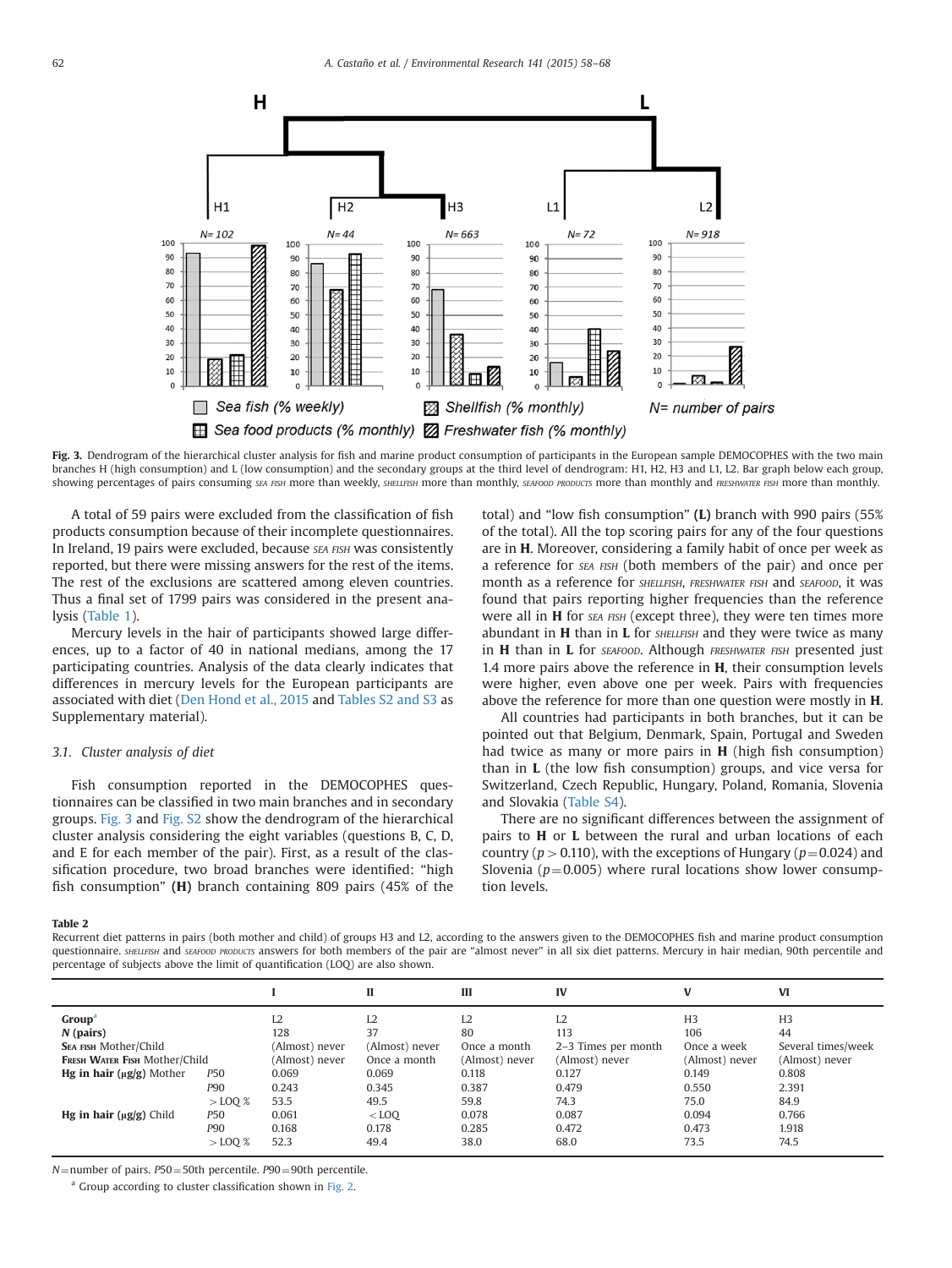Fig. 3. Dendrogram of the hierarchical cluster analysis for fish and marine product consumption of participants in the European sample DEMOCOPHES with the two main branches H (high consumption) and L (low consumption) and the secondary groups at the third level of dendrogram: H1, H2, H3 and L1, L2. Bar graph below each group, showing percentages of pairs consuming SEA FISH more than weekly, SHELLFISH more than monthly, SEAFOOD PRODUCTS more than monthly and FRESHWATER FISH more than monthly.

A total of 59 pairs were excluded from the classification of fish products consumption because of their incomplete questionnaires. In Ireland, 19 pairs were excluded, because SEA FISH was consistently reported, but there were missing answers for the rest of the items. The rest of the exclusions are scattered among eleven countries. Thus a final set of 1799 pairs was considered in the present analysis (Table 1).

Mercury levels in the hair of participants showed large differences, up to a factor of 40 in national medians, among the 17 participating countries. Analysis of the data clearly indicates that differences in mercury levels for the European participants are associated with diet (Den Hond et al., 2015 and Tables S2 and S3 as Supplementary material).

### 3.1. Cluster analysis of diet

Fish consumption reported in the DEMOCOPHES questionnaires can be classified in two main branches and in secondary groups. Fig. 3 and Fig. S2 show the dendrogram of the hierarchical cluster analysis considering the eight variables (questions B, C, D, and E for each member of the pair). First, as a result of the classification procedure, two broad branches were identified: "high fish consumption" **(H)** branch containing 809 pairs (45% of the total) and "low fish consumption" **(L)** branch with 990 pairs (55% of the total). All the top scoring pairs for any of the four questions are in **H**. Moreover, considering a family habit of once per week as a reference for SEA FISH (both members of the pair) and once per month as a reference for SHELLFISH, FRESHWATER FISH and SEAFOOD, it was found that pairs reporting higher frequencies than the reference were all in **H** for SEA FISH (except three), they were ten times more abundant in **H** than in **L** for SHELLFISH and they were twice as many in **H** than in **L** for SEAFOOD. Although FRESHWATER FISH presented just 1.4 more pairs above the reference in **H**, their consumption levels were higher, even above one per week. Pairs with frequencies above the reference for more than one question were mostly in **H**.

All countries had participants in both branches, but it can be pointed out that Belgium, Denmark, Spain, Portugal and Sweden had twice as many or more pairs in **H** (high fish consumption) than in **L** (the low fish consumption) groups, and vice versa for Switzerland, Czech Republic, Hungary, Poland, Romania, Slovenia and Slovakia (Table S4).

There are no significant differences between the assignment of pairs to **H** or **L** between the rural and urban locations of each country ($p > 0.110$), with the exceptions of Hungary ($p = 0.024$) and Slovenia ($p = 0.005$) where rural locations show lower consumption levels.

**Table 2**
Recurrent diet patterns in pairs (both mother and child) of groups H3 and L2, according to the answers given to the DEMOCOPHES fish and marine product consumption questionnaire. SHELLFISH and SEAFOOD PRODUCTS answers for both members of the pair are "almost never" in all six diet patterns. Mercury in hair median, 90th percentile and percentage of subjects above the limit of quantification (LOQ) are also shown.

| | | I | II | III | IV | V | VI |
|---|---|---|---|---|---|---|---|
| **Group**[a] | | L2 | L2 | L2 | L2 | H3 | H3 |
| ***N* (pairs)** | | 128 | 37 | 80 | 113 | 106 | 44 |
| **Sea fish** Mother/Child | | (Almost) never | (Almost) never | Once a month | 2–3 Times per month | Once a week | Several times/week |
| **Fresh Water Fish** Mother/Child | | (Almost) never | Once a month | (Almost) never | (Almost) never | (Almost) never | (Almost) never |
| **Hg in hair (μg/g)** Mother | P50 | 0.069 | 0.069 | 0.118 | 0.127 | 0.149 | 0.808 |
| | P90 | 0.243 | 0.345 | 0.387 | 0.479 | 0.550 | 2.391 |
| | >LOQ % | 53.5 | 49.5 | 59.8 | 74.3 | 75.0 | 84.9 |
| **Hg in hair (μg/g)** Child | P50 | 0.061 | <LOQ | 0.078 | 0.087 | 0.094 | 0.766 |
| | P90 | 0.168 | 0.178 | 0.285 | 0.472 | 0.473 | 1.918 |
| | >LOQ % | 52.3 | 49.4 | 38.0 | 68.0 | 73.5 | 74.5 |

$N$ = number of pairs. $P50$ = 50th percentile. $P90$ = 90th percentile.

[a] Group according to cluster classification shown in Fig. 2.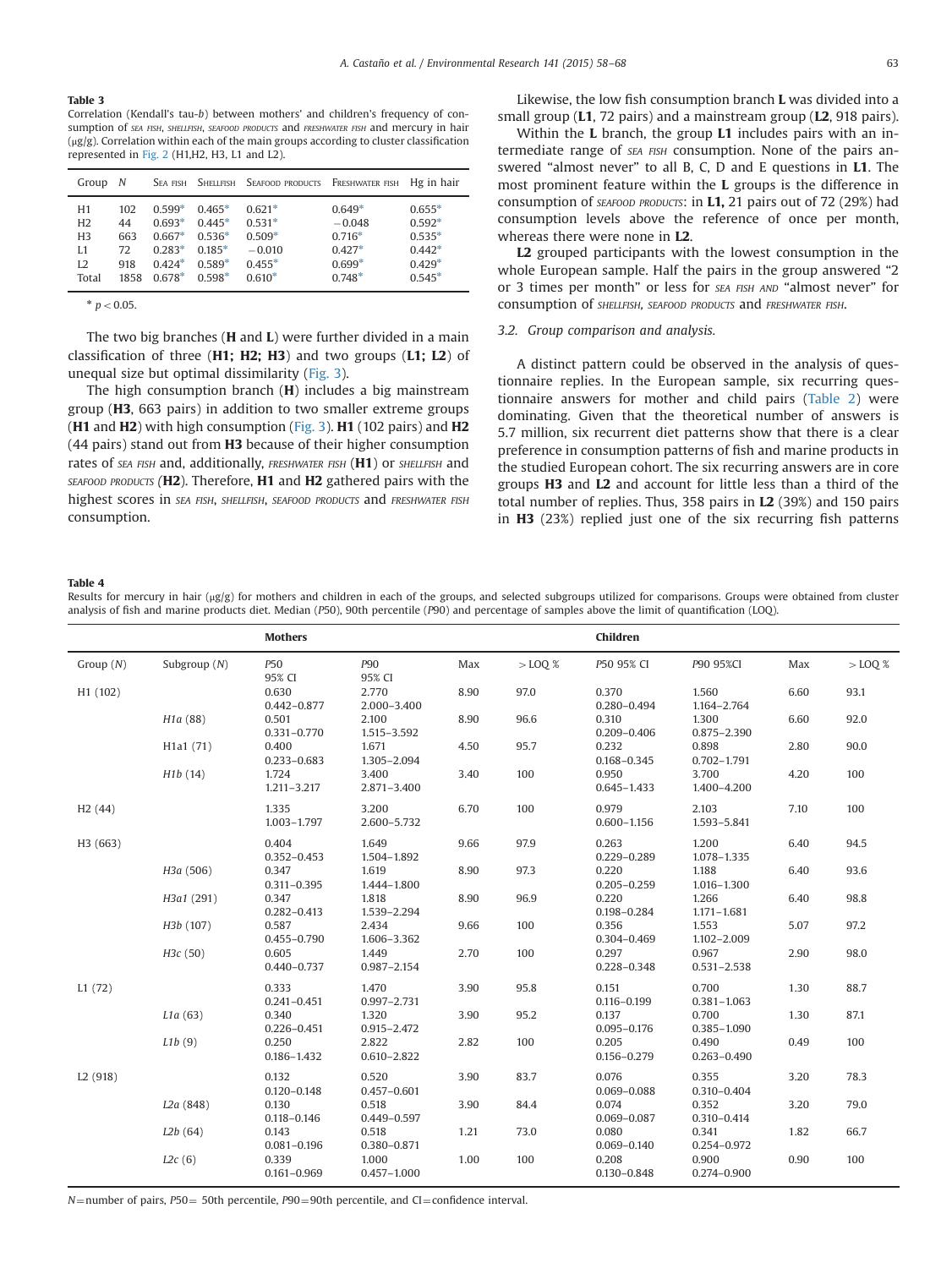**Table 3**
Correlation (Kendall's tau-*b*) between mothers' and children's frequency of consumption of SEA FISH, SHELLFISH, SEAFOOD PRODUCTS and FRESHWATER FISH and mercury in hair (μg/g). Correlation within each of the main groups according to cluster classification represented in Fig. 2 (H1,H2, H3, L1 and L2).

| Group | N | SEA FISH | SHELLFISH | SEAFOOD PRODUCTS | FRESHWATER FISH | Hg in hair |
|---|---|---|---|---|---|---|
| H1 | 102 | 0.599* | 0.465* | 0.621* | 0.649* | 0.655* |
| H2 | 44 | 0.693* | 0.445* | 0.531* | −0.048 | 0.592* |
| H3 | 663 | 0.667* | 0.536* | 0.509* | 0.716* | 0.535* |
| L1 | 72 | 0.283* | 0.185* | −0.010 | 0.427* | 0.442* |
| L2 | 918 | 0.424* | 0.589* | 0.455* | 0.699* | 0.429* |
| Total | 1858 | 0.678* | 0.598* | 0.610* | 0.748* | 0.545* |

* $p < 0.05$.

The two big branches (**H** and **L**) were further divided in a main classification of three (**H1; H2; H3**) and two groups (**L1; L2**) of unequal size but optimal dissimilarity (Fig. 3).

The high consumption branch (**H**) includes a big mainstream group (**H3**, 663 pairs) in addition to two smaller extreme groups (**H1** and **H2**) with high consumption (Fig. 3). **H1** (102 pairs) and **H2** (44 pairs) stand out from **H3** because of their higher consumption rates of SEA FISH and, additionally, FRESHWATER FISH (**H1**) or SHELLFISH and SEAFOOD PRODUCTS (**H2**). Therefore, **H1** and **H2** gathered pairs with the highest scores in SEA FISH, SHELLFISH, SEAFOOD PRODUCTS and FRESHWATER FISH consumption.

Likewise, the low fish consumption branch **L** was divided into a small group (**L1**, 72 pairs) and a mainstream group (**L2**, 918 pairs).

Within the **L** branch, the group **L1** includes pairs with an intermediate range of SEA FISH consumption. None of the pairs answered "almost never" to all B, C, D and E questions in **L1**. The most prominent feature within the **L** groups is the difference in consumption of SEAFOOD PRODUCTS: in **L1,** 21 pairs out of 72 (29%) had consumption levels above the reference of once per month, whereas there were none in **L2**.

**L2** grouped participants with the lowest consumption in the whole European sample. Half the pairs in the group answered "2 or 3 times per month" or less for SEA FISH AND "almost never" for consumption of SHELLFISH, SEAFOOD PRODUCTS and FRESHWATER FISH.

### 3.2. Group comparison and analysis.

A distinct pattern could be observed in the analysis of questionnaire replies. In the European sample, six recurring questionnaire answers for mother and child pairs (Table 2) were dominating. Given that the theoretical number of answers is 5.7 million, six recurrent diet patterns show that there is a clear preference in consumption patterns of fish and marine products in the studied European cohort. The six recurring answers are in core groups **H3** and **L2** and account for little less than a third of the total number of replies. Thus, 358 pairs in **L2** (39%) and 150 pairs in **H3** (23%) replied just one of the six recurring fish patterns

**Table 4**
Results for mercury in hair (μg/g) for mothers and children in each of the groups, and selected subgroups utilized for comparisons. Groups were obtained from cluster analysis of fish and marine products diet. Median (*P*50), 90th percentile (*P*90) and percentage of samples above the limit of quantification (LOQ).

| | | Mothers | | | | Children | | | |
|---|---|---|---|---|---|---|---|---|---|
| Group (*N*) | Subgroup (*N*) | *P*50 95% CI | *P*90 95% CI | Max | > LOQ % | *P*50 95% CI | *P*90 95%CI | Max | > LOQ % |
| H1 (102) | | 0.630 0.442–0.877 | 2.770 2.000–3.400 | 8.90 | 97.0 | 0.370 0.280–0.494 | 1.560 1.164–2.764 | 6.60 | 93.1 |
| | *H1a* (88) | 0.501 0.331–0.770 | 2.100 1.515–3.592 | 8.90 | 96.6 | 0.310 0.209–0.406 | 1.300 0.875–2.390 | 6.60 | 92.0 |
| | H1a1 (71) | 0.400 0.233–0.683 | 1.671 1.305–2.094 | 4.50 | 95.7 | 0.232 0.168–0.345 | 0.898 0.702–1.791 | 2.80 | 90.0 |
| | *H1b* (14) | 1.724 1.211–3.217 | 3.400 2.871–3.400 | 3.40 | 100 | 0.950 0.645–1.433 | 3.700 1.400–4.200 | 4.20 | 100 |
| H2 (44) | | 1.335 1.003–1.797 | 3.200 2.600–5.732 | 6.70 | 100 | 0.979 0.600–1.156 | 2.103 1.593–5.841 | 7.10 | 100 |
| H3 (663) | | 0.404 0.352–0.453 | 1.649 1.504–1.892 | 9.66 | 97.9 | 0.263 0.229–0.289 | 1.200 1.078–1.335 | 6.40 | 94.5 |
| | *H3a* (506) | 0.347 0.311–0.395 | 1.619 1.444–1.800 | 8.90 | 97.3 | 0.220 0.205–0.259 | 1.188 1.016–1.300 | 6.40 | 93.6 |
| | *H3a1* (291) | 0.347 0.282–0.413 | 1.818 1.539–2.294 | 8.90 | 96.9 | 0.220 0.198–0.284 | 1.266 1.171–1.681 | 6.40 | 98.8 |
| | *H3b* (107) | 0.587 0.455–0.790 | 2.434 1.606–3.362 | 9.66 | 100 | 0.356 0.304–0.469 | 1.553 1.102–2.009 | 5.07 | 97.2 |
| | *H3c* (50) | 0.605 0.440–0.737 | 1.449 0.987–2.154 | 2.70 | 100 | 0.297 0.228–0.348 | 0.967 0.531–2.538 | 2.90 | 98.0 |
| L1 (72) | | 0.333 0.241–0.451 | 1.470 0.997–2.731 | 3.90 | 95.8 | 0.151 0.116–0.199 | 0.700 0.381–1.063 | 1.30 | 88.7 |
| | *L1a* (63) | 0.340 0.226–0.451 | 1.320 0.915–2.472 | 3.90 | 95.2 | 0.137 0.095–0.176 | 0.700 0.385–1.090 | 1.30 | 87.1 |
| | *L1b* (9) | 0.250 0.186–1.432 | 2.822 0.610–2.822 | 2.82 | 100 | 0.205 0.156–0.279 | 0.490 0.263–0.490 | 0.49 | 100 |
| L2 (918) | | 0.132 0.120–0.148 | 0.520 0.457–0.601 | 3.90 | 83.7 | 0.076 0.069–0.088 | 0.355 0.310–0.404 | 3.20 | 78.3 |
| | *L2a* (848) | 0.130 0.118–0.146 | 0.518 0.449–0.597 | 3.90 | 84.4 | 0.074 0.069–0.087 | 0.352 0.310–0.414 | 3.20 | 79.0 |
| | *L2b* (64) | 0.143 0.081–0.196 | 0.518 0.380–0.871 | 1.21 | 73.0 | 0.080 0.069–0.140 | 0.341 0.254–0.972 | 1.82 | 66.7 |
| | *L2c* (6) | 0.339 0.161–0.969 | 1.000 0.457–1.000 | 1.00 | 100 | 0.208 0.130–0.848 | 0.900 0.274–0.900 | 0.90 | 100 |

*N*=number of pairs, *P*50= 50th percentile, *P*90=90th percentile, and CI=confidence interval.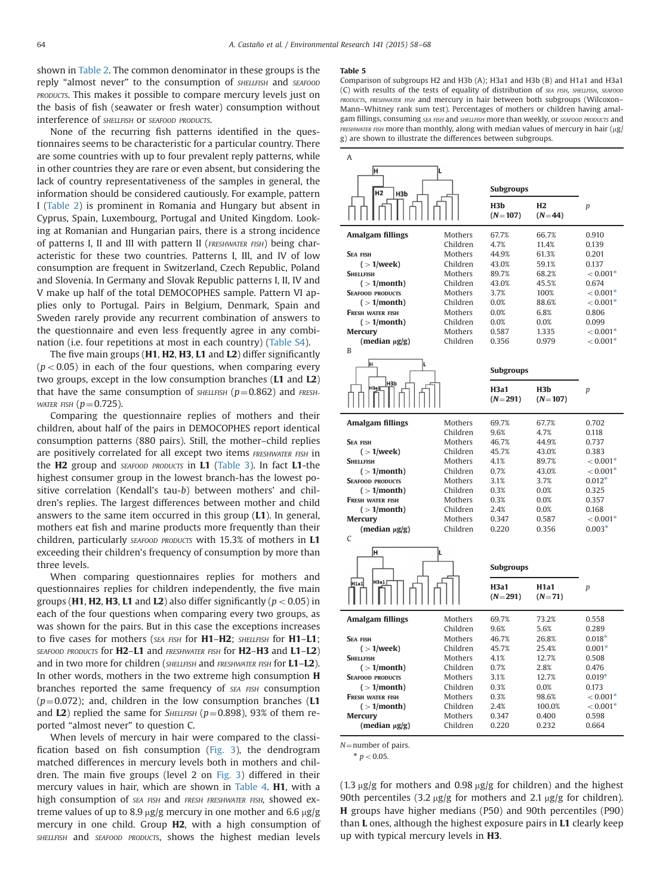shown in Table 2. The common denominator in these groups is the reply "almost never" to the consumption of SHELLFISH and SEAFOOD PRODUCTS. This makes it possible to compare mercury levels just on the basis of fish (seawater or fresh water) consumption without interference of SHELLFISH or SEAFOOD PRODUCTS.

None of the recurring fish patterns identified in the questionnaires seems to be characteristic for a particular country. There are some countries with up to four prevalent reply patterns, while in other countries they are rare or even absent, but considering the lack of country representativeness of the samples in general, the information should be considered cautiously. For example, pattern I (Table 2) is prominent in Romania and Hungary but absent in Cyprus, Spain, Luxembourg, Portugal and United Kingdom. Looking at Romanian and Hungarian pairs, there is a strong incidence of patterns I, II and III with pattern II (FRESHWATER FISH) being characteristic for these two countries. Patterns I, III, and IV of low consumption are frequent in Switzerland, Czech Republic, Poland and Slovenia. In Germany and Slovak Republic patterns I, II, IV and V make up half of the total DEMOCOPHES sample. Pattern VI applies only to Portugal. Pairs in Belgium, Denmark, Spain and Sweden rarely provide any recurrent combination of answers to the questionnaire and even less frequently agree in any combination (i.e. four repetitions at most in each country) (Table S4).

The five main groups (**H1**, **H2**, **H3**, **L1** and **L2**) differ significantly ($p<0.05$) in each of the four questions, when comparing every two groups, except in the low consumption branches (**L1** and **L2**) that have the same consumption of SHELLFISH ($p=0.862$) and FRESHWATER FISH ($p=0.725$).

Comparing the questionnaire replies of mothers and their children, about half of the pairs in DEMOCOPHES report identical consumption patterns (880 pairs). Still, the mother–child replies are positively correlated for all except two items FRESHWATER FISH in the **H2** group and SEAFOOD PRODUCTS in **L1** (Table 3). In fact **L1**-the highest consumer group in the lowest branch-has the lowest positive correlation (Kendall's tau-*b*) between mothers' and children's replies. The largest differences between mother and child answers to the same item occurred in this group (**L1**). In general, mothers eat fish and marine products more frequently than their children, particularly SEAFOOD PRODUCTS with 15.3% of mothers in **L1** exceeding their children's frequency of consumption by more than three levels.

When comparing questionnaires replies for mothers and questionnaires replies for children independently, the five main groups (**H1**, **H2**, **H3**, **L1** and **L2**) also differ significantly ($p<0.05$) in each of the four questions when comparing every two groups, as was shown for the pairs. But in this case the exceptions increases to five cases for mothers (SEA FISH for **H1**–**H2**; SHELLFISH for **H1**–**L1**; SEAFOOD PRODUCTS for **H2**–**L1** and FRESHWATER FISH for **H2**–**H3** and **L1**–**L2**) and in two more for children (SHELLFISH and FRESHWATER FISH for **L1**–**L2**). In other words, mothers in the two extreme high consumption **H** branches reported the same frequency of SEA FISH consumption ($p=0.072$); and, children in the low consumption branches (**L1** and **L2**) replied the same for SHELLFISH ($p=0.898$), 93% of them reported "almost never" to question C.

When levels of mercury in hair were compared to the classification based on fish consumption (Fig. 3), the dendrogram matched differences in mercury levels both in mothers and children. The main five groups (level 2 on Fig. 3) differed in their mercury values in hair, which are shown in Table 4. **H1**, with a high consumption of SEA FISH and FRESH FRESHWATER FISH, showed extreme values of up to 8.9 μg/g mercury in one mother and 6.6 μg/g mercury in one child. Group **H2**, with a high consumption of SHELLFISH and SEAFOOD PRODUCTS, shows the highest median levels (1.3 μg/g for mothers and 0.98 μg/g for children) and the highest 90th percentiles (3.2 μg/g for mothers and 2.1 μg/g for children). **H** groups have higher medians (P50) and 90th percentiles (P90) than **L** ones, although the highest exposure pairs in **L1** clearly keep up with typical mercury levels in **H3**.

**Table 5**
Comparison of subgroups H2 and H3b (A); H3a1 and H3b (B) and H1a1 and H3a1 (C) with results of the tests of equality of distribution of SEA FISH, SHELLFISH, SEAFOOD PRODUCTS, FRESHWATER FISH and mercury in hair between both subgroups (Wilcoxon–Mann–Whitney rank sum test). Percentages of mothers or children having amalgam fillings, consuming SEA FISH and SHELLFISH more than weekly, or SEAFOOD PRODUCTS and FRESHWATER FISH more than monthly, along with median values of mercury in hair (μg/g) are shown to illustrate the differences between subgroups.

A

| | | H3b ($N=107$) | H2 ($N=44$) | $p$ |
|---|---|---|---|---|
| **Amalgam fillings** | Mothers | 67.7% | 66.7% | 0.910 |
| | Children | 4.7% | 11.4% | 0.139 |
| **Sea fish** | Mothers | 44.9% | 61.3% | 0.201 |
| (>1/week) | Children | 43.0% | 59.1% | 0.137 |
| **Shellfish** | Mothers | 89.7% | 68.2% | <0.001* |
| (>1/month) | Children | 43.0% | 45.5% | 0.674 |
| **Seafood products** | Mothers | 3.7% | 100% | <0.001* |
| (>1/month) | Children | 0.0% | 88.6% | <0.001* |
| **Fresh water fish** | Mothers | 0.0% | 6.8% | 0.806 |
| (>1/month) | Children | 0.0% | 0.0% | 0.099 |
| **Mercury** | Mothers | 0.587 | 1.335 | <0.001* |
| (median μg/g) | Children | 0.356 | 0.979 | <0.001* |

B

| | | H3a1 ($N=291$) | H3b ($N=107$) | $p$ |
|---|---|---|---|---|
| **Amalgam fillings** | Mothers | 69.7% | 67.7% | 0.702 |
| | Children | 9.6% | 4.7% | 0.118 |
| **Sea fish** | Mothers | 46.7% | 44.9% | 0.737 |
| (>1/week) | Children | 45.7% | 43.0% | 0.383 |
| **Shellfish** | Mothers | 4.1% | 89.7% | <0.001* |
| (>1/month) | Children | 0.7% | 43.0% | <0.001* |
| **Seafood products** | Mothers | 3.1% | 3.7% | 0.012* |
| (>1/month) | Children | 0.3% | 0.0% | 0.325 |
| **Fresh water fish** | Mothers | 0.3% | 0.0% | 0.357 |
| (>1/month) | Children | 2.4% | 0.0% | 0.168 |
| **Mercury** | Mothers | 0.347 | 0.587 | <0.001* |
| (median μg/g) | Children | 0.220 | 0.356 | 0.003* |

C

| | | H3a1 ($N=291$) | H1a1 ($N=71$) | $p$ |
|---|---|---|---|---|
| **Amalgam fillings** | Mothers | 69.7% | 73.2% | 0.558 |
| | Children | 9.6% | 5.6% | 0.289 |
| **Sea fish** | Mothers | 46.7% | 26.8% | 0.018* |
| (>1/week) | Children | 45.7% | 25.4% | 0.001* |
| **Shellfish** | Mothers | 4.1% | 12.7% | 0.508 |
| (>1/month) | Children | 0.7% | 2.8% | 0.476 |
| **Seafood products** | Mothers | 3.1% | 12.7% | 0.019* |
| (>1/month) | Children | 0.3% | 0.0% | 0.173 |
| **Fresh water fish** | Mothers | 0.3% | 98.6% | <0.001* |
| (>1/month) | Children | 2.4% | 100.0% | <0.001* |
| **Mercury** | Mothers | 0.347 | 0.400 | 0.598 |
| (median μg/g) | Children | 0.220 | 0.232 | 0.664 |

$N$=number of pairs.
* $p<0.05$.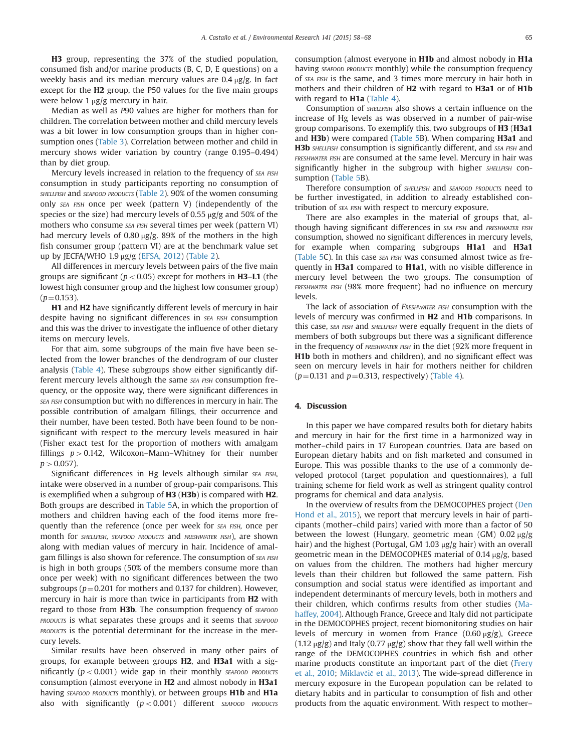**H3** group, representing the 37% of the studied population, consumed fish and/or marine products (B, C, D, E questions) on a weekly basis and its median mercury values are 0.4 μg/g. In fact except for the **H2** group, the P50 values for the five main groups were below 1 μg/g mercury in hair.

Median as well as *P*90 values are higher for mothers than for children. The correlation between mother and child mercury levels was a bit lower in low consumption groups than in higher consumption ones (Table 3). Correlation between mother and child in mercury shows wider variation by country (range 0.195–0.494) than by diet group.

Mercury levels increased in relation to the frequency of SEA FISH consumption in study participants reporting no consumption of SHELLFISH and SEAFOOD PRODUCTS (Table 2). 90% of the women consuming only SEA FISH once per week (pattern V) (independently of the species or the size) had mercury levels of 0.55 μg/g and 50% of the mothers who consume SEA FISH several times per week (pattern VI) had mercury levels of 0.80 μg/g. 89% of the mothers in the high fish consumer group (pattern VI) are at the benchmark value set up by JECFA/WHO 1.9 μg/g (EFSA, 2012) (Table 2).

All differences in mercury levels between pairs of the five main groups are significant ($p<0.05$) except for mothers in **H3**–**L1** (the lowest high consumer group and the highest low consumer group) ($p=0.153$).

**H1** and **H2** have significantly different levels of mercury in hair despite having no significant differences in SEA FISH consumption and this was the driver to investigate the influence of other dietary items on mercury levels.

For that aim, some subgroups of the main five have been selected from the lower branches of the dendrogram of our cluster analysis (Table 4). These subgroups show either significantly different mercury levels although the same SEA FISH consumption frequency, or the opposite way, there were significant differences in SEA FISH consumption but with no differences in mercury in hair. The possible contribution of amalgam fillings, their occurrence and their number, have been tested. Both have been found to be non-significant with respect to the mercury levels measured in hair (Fisher exact test for the proportion of mothers with amalgam fillings $p>0.142$, Wilcoxon–Mann–Whitney for their number $p>0.057$).

Significant differences in Hg levels although similar SEA FISH, intake were observed in a number of group-pair comparisons. This is exemplified when a subgroup of **H3** (**H3b**) is compared with **H2**. Both groups are described in Table 5A, in which the proportion of mothers and children having each of the food items more frequently than the reference (once per week for SEA FISH, once per month for SHELLFISH, SEAFOOD PRODUCTS and FRESHWATER FISH), are shown along with median values of mercury in hair. Incidence of amalgam fillings is also shown for reference. The consumption of SEA FISH is high in both groups (50% of the members consume more than once per week) with no significant differences between the two subgroups ($p=0.201$ for mothers and 0.137 for children). However, mercury in hair is more than twice in participants from **H2** with regard to those from **H3b**. The consumption frequency of SEAFOOD PRODUCTS is what separates these groups and it seems that SEAFOOD PRODUCTS is the potential determinant for the increase in the mercury levels.

Similar results have been observed in many other pairs of groups, for example between groups **H2**, and **H3a1** with a significantly ($p<0.001$) wide gap in their monthly SEAFOOD PRODUCTS consumption (almost everyone in **H2** and almost nobody in **H3a1** having SEAFOOD PRODUCTS monthly), or between groups **H1b** and **H1a** also with significantly ($p<0.001$) different SEAFOOD PRODUCTS consumption (almost everyone in **H1b** and almost nobody in **H1a** having SEAFOOD PRODUCTS monthly) while the consumption frequency of SEA FISH is the same, and 3 times more mercury in hair both in mothers and their children of **H2** with regard to **H3a1** or of **H1b** with regard to **H1a** (Table 4).

Consumption of SHELLFISH also shows a certain influence on the increase of Hg levels as was observed in a number of pair-wise group comparisons. To exemplify this, two subgroups of **H3** (**H3a1** and **H3b**) were compared (Table 5B). When comparing **H3a1** and **H3b** SHELLFISH consumption is significantly different, and SEA FISH and FRESHWATER FISH are consumed at the same level. Mercury in hair was significantly higher in the subgroup with higher SHELLFISH consumption (Table 5B).

Therefore consumption of SHELLFISH and SEAFOOD PRODUCTS need to be further investigated, in addition to already established contribution of SEA FISH with respect to mercury exposure.

There are also examples in the material of groups that, although having significant differences in SEA FISH and FRESHWATER FISH consumption, showed no significant differences in mercury levels, for example when comparing subgroups **H1a1** and **H3a1** (Table 5C). In this case SEA FISH was consumed almost twice as frequently in **H3a1** compared to **H1a1**, with no visible difference in mercury level between the two groups. The consumption of FRESHWATER FISH (98% more frequent) had no influence on mercury levels.

The lack of association of FRESHWATER FISH consumption with the levels of mercury was confirmed in **H2** and **H1b** comparisons. In this case, SEA FISH and SHELLFISH were equally frequent in the diets of members of both subgroups but there was a significant difference in the frequency of FRESHWATER FISH in the diet (92% more frequent in **H1b** both in mothers and children), and no significant effect was seen on mercury levels in hair for mothers neither for children ($p=0.131$ and $p=0.313$, respectively) (Table 4).

## 4. Discussion

In this paper we have compared results both for dietary habits and mercury in hair for the first time in a harmonized way in mother–child pairs in 17 European countries. Data are based on European dietary habits and on fish marketed and consumed in Europe. This was possible thanks to the use of a commonly developed protocol (target population and questionnaires), a full training scheme for field work as well as stringent quality control programs for chemical and data analysis.

In the overview of results from the DEMOCOPHES project (Den Hond et al., 2015), we report that mercury levels in hair of participants (mother–child pairs) varied with more than a factor of 50 between the lowest (Hungary, geometric mean (GM) 0.02 μg/g hair) and the highest (Portugal, GM 1.03 μg/g hair) with an overall geometric mean in the DEMOCOPHES material of 0.14 μg/g, based on values from the children. The mothers had higher mercury levels than their children but followed the same pattern. Fish consumption and social status were identified as important and independent determinants of mercury levels, both in mothers and their children, which confirms results from other studies (Mahaffey, 2004). Although France, Greece and Italy did not participate in the DEMOCOPHES project, recent biomonitoring studies on hair levels of mercury in women from France (0.60 μg/g), Greece (1.12 μg/g) and Italy (0.77 μg/g) show that they fall well within the range of the DEMOCOPHES countries in which fish and other marine products constitute an important part of the diet (Frery et al., 2010; Miklavčič et al., 2013). The wide-spread difference in mercury exposure in the European population can be related to dietary habits and in particular to consumption of fish and other products from the aquatic environment. With respect to mother–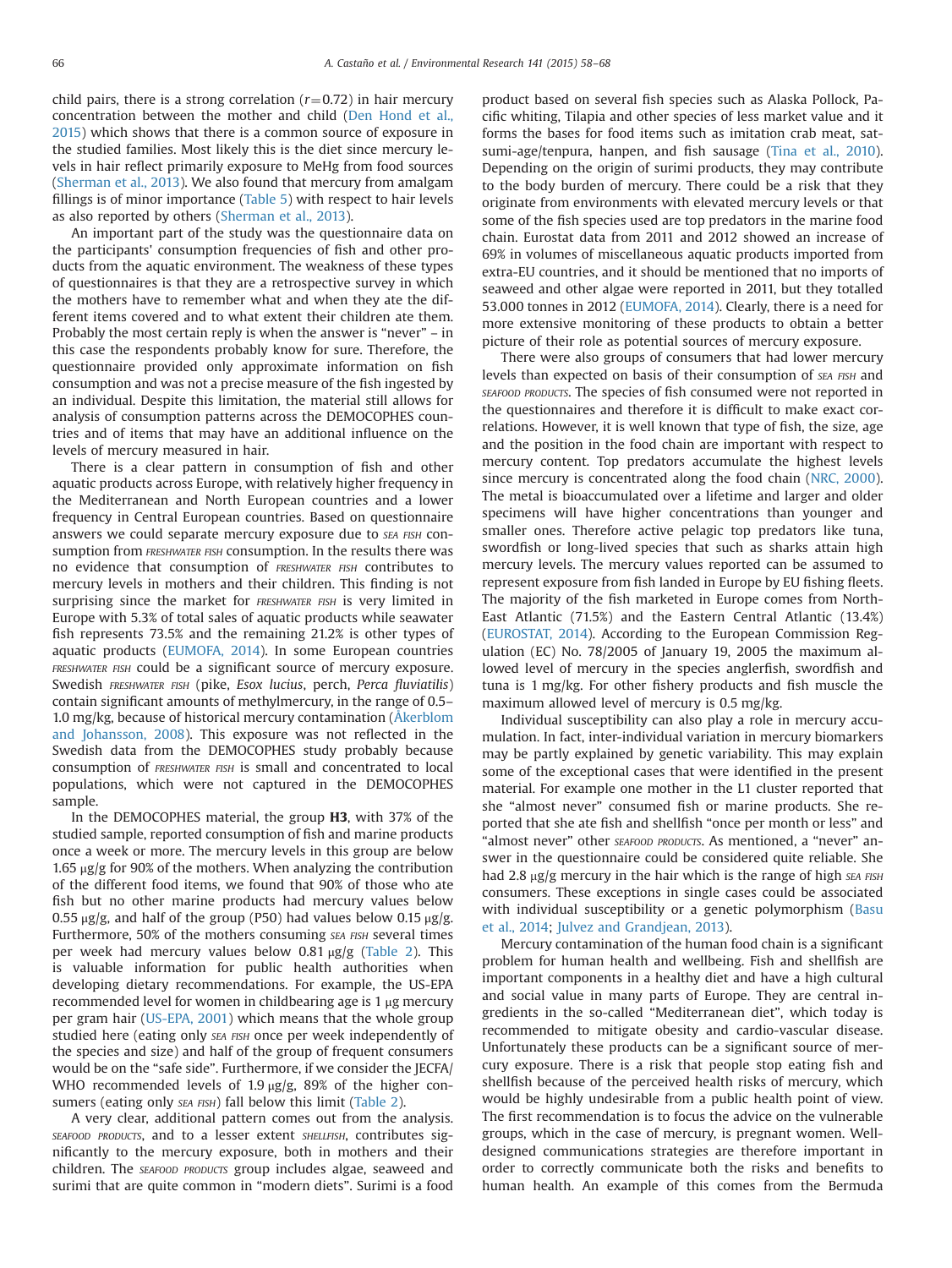child pairs, there is a strong correlation ($r=0.72$) in hair mercury concentration between the mother and child (Den Hond et al., 2015) which shows that there is a common source of exposure in the studied families. Most likely this is the diet since mercury levels in hair reflect primarily exposure to MeHg from food sources (Sherman et al., 2013). We also found that mercury from amalgam fillings is of minor importance (Table 5) with respect to hair levels as also reported by others (Sherman et al., 2013).

An important part of the study was the questionnaire data on the participants' consumption frequencies of fish and other products from the aquatic environment. The weakness of these types of questionnaires is that they are a retrospective survey in which the mothers have to remember what and when they ate the different items covered and to what extent their children ate them. Probably the most certain reply is when the answer is "never" – in this case the respondents probably know for sure. Therefore, the questionnaire provided only approximate information on fish consumption and was not a precise measure of the fish ingested by an individual. Despite this limitation, the material still allows for analysis of consumption patterns across the DEMOCOPHES countries and of items that may have an additional influence on the levels of mercury measured in hair.

There is a clear pattern in consumption of fish and other aquatic products across Europe, with relatively higher frequency in the Mediterranean and North European countries and a lower frequency in Central European countries. Based on questionnaire answers we could separate mercury exposure due to SEA FISH consumption from FRESHWATER FISH consumption. In the results there was no evidence that consumption of FRESHWATER FISH contributes to mercury levels in mothers and their children. This finding is not surprising since the market for FRESHWATER FISH is very limited in Europe with 5.3% of total sales of aquatic products while seawater fish represents 73.5% and the remaining 21.2% is other types of aquatic products (EUMOFA, 2014). In some European countries FRESHWATER FISH could be a significant source of mercury exposure. Swedish FRESHWATER FISH (pike, *Esox lucius*, perch, *Perca fluviatilis*) contain significant amounts of methylmercury, in the range of 0.5–1.0 mg/kg, because of historical mercury contamination (Åkerblom and Johansson, 2008). This exposure was not reflected in the Swedish data from the DEMOCOPHES study probably because consumption of FRESHWATER FISH is small and concentrated to local populations, which were not captured in the DEMOCOPHES sample.

In the DEMOCOPHES material, the group **H3**, with 37% of the studied sample, reported consumption of fish and marine products once a week or more. The mercury levels in this group are below 1.65 μg/g for 90% of the mothers. When analyzing the contribution of the different food items, we found that 90% of those who ate fish but no other marine products had mercury values below 0.55 μg/g, and half of the group (P50) had values below 0.15 μg/g. Furthermore, 50% of the mothers consuming SEA FISH several times per week had mercury values below 0.81 μg/g (Table 2). This is valuable information for public health authorities when developing dietary recommendations. For example, the US-EPA recommended level for women in childbearing age is 1 μg mercury per gram hair (US-EPA, 2001) which means that the whole group studied here (eating only SEA FISH once per week independently of the species and size) and half of the group of frequent consumers would be on the "safe side". Furthermore, if we consider the JECFA/WHO recommended levels of 1.9 μg/g, 89% of the higher consumers (eating only SEA FISH) fall below this limit (Table 2).

A very clear, additional pattern comes out from the analysis. SEAFOOD PRODUCTS, and to a lesser extent SHELLFISH, contributes significantly to the mercury exposure, both in mothers and their children. The SEAFOOD PRODUCTS group includes algae, seaweed and surimi that are quite common in "modern diets". Surimi is a food product based on several fish species such as Alaska Pollock, Pacific whiting, Tilapia and other species of less market value and it forms the bases for food items such as imitation crab meat, satsumi-age/tenpura, hanpen, and fish sausage (Tina et al., 2010). Depending on the origin of surimi products, they may contribute to the body burden of mercury. There could be a risk that they originate from environments with elevated mercury levels or that some of the fish species used are top predators in the marine food chain. Eurostat data from 2011 and 2012 showed an increase of 69% in volumes of miscellaneous aquatic products imported from extra-EU countries, and it should be mentioned that no imports of seaweed and other algae were reported in 2011, but they totalled 53.000 tonnes in 2012 (EUMOFA, 2014). Clearly, there is a need for more extensive monitoring of these products to obtain a better picture of their role as potential sources of mercury exposure.

There were also groups of consumers that had lower mercury levels than expected on basis of their consumption of SEA FISH and SEAFOOD PRODUCTS. The species of fish consumed were not reported in the questionnaires and therefore it is difficult to make exact correlations. However, it is well known that type of fish, the size, age and the position in the food chain are important with respect to mercury content. Top predators accumulate the highest levels since mercury is concentrated along the food chain (NRC, 2000). The metal is bioaccumulated over a lifetime and larger and older specimens will have higher concentrations than younger and smaller ones. Therefore active pelagic top predators like tuna, swordfish or long-lived species that such as sharks attain high mercury levels. The mercury values reported can be assumed to represent exposure from fish landed in Europe by EU fishing fleets. The majority of the fish marketed in Europe comes from North-East Atlantic (71.5%) and the Eastern Central Atlantic (13.4%) (EUROSTAT, 2014). According to the European Commission Regulation (EC) No. 78/2005 of January 19, 2005 the maximum allowed level of mercury in the species anglerfish, swordfish and tuna is 1 mg/kg. For other fishery products and fish muscle the maximum allowed level of mercury is 0.5 mg/kg.

Individual susceptibility can also play a role in mercury accumulation. In fact, inter-individual variation in mercury biomarkers may be partly explained by genetic variability. This may explain some of the exceptional cases that were identified in the present material. For example one mother in the L1 cluster reported that she "almost never" consumed fish or marine products. She reported that she ate fish and shellfish "once per month or less" and "almost never" other SEAFOOD PRODUCTS. As mentioned, a "never" answer in the questionnaire could be considered quite reliable. She had 2.8 μg/g mercury in the hair which is the range of high SEA FISH consumers. These exceptions in single cases could be associated with individual susceptibility or a genetic polymorphism (Basu et al., 2014; Julvez and Grandjean, 2013).

Mercury contamination of the human food chain is a significant problem for human health and wellbeing. Fish and shellfish are important components in a healthy diet and have a high cultural and social value in many parts of Europe. They are central ingredients in the so-called "Mediterranean diet", which today is recommended to mitigate obesity and cardio-vascular disease. Unfortunately these products can be a significant source of mercury exposure. There is a risk that people stop eating fish and shellfish because of the perceived health risks of mercury, which would be highly undesirable from a public health point of view. The first recommendation is to focus the advice on the vulnerable groups, which in the case of mercury, is pregnant women. Well-designed communications strategies are therefore important in order to correctly communicate both the risks and benefits to human health. An example of this comes from the Bermuda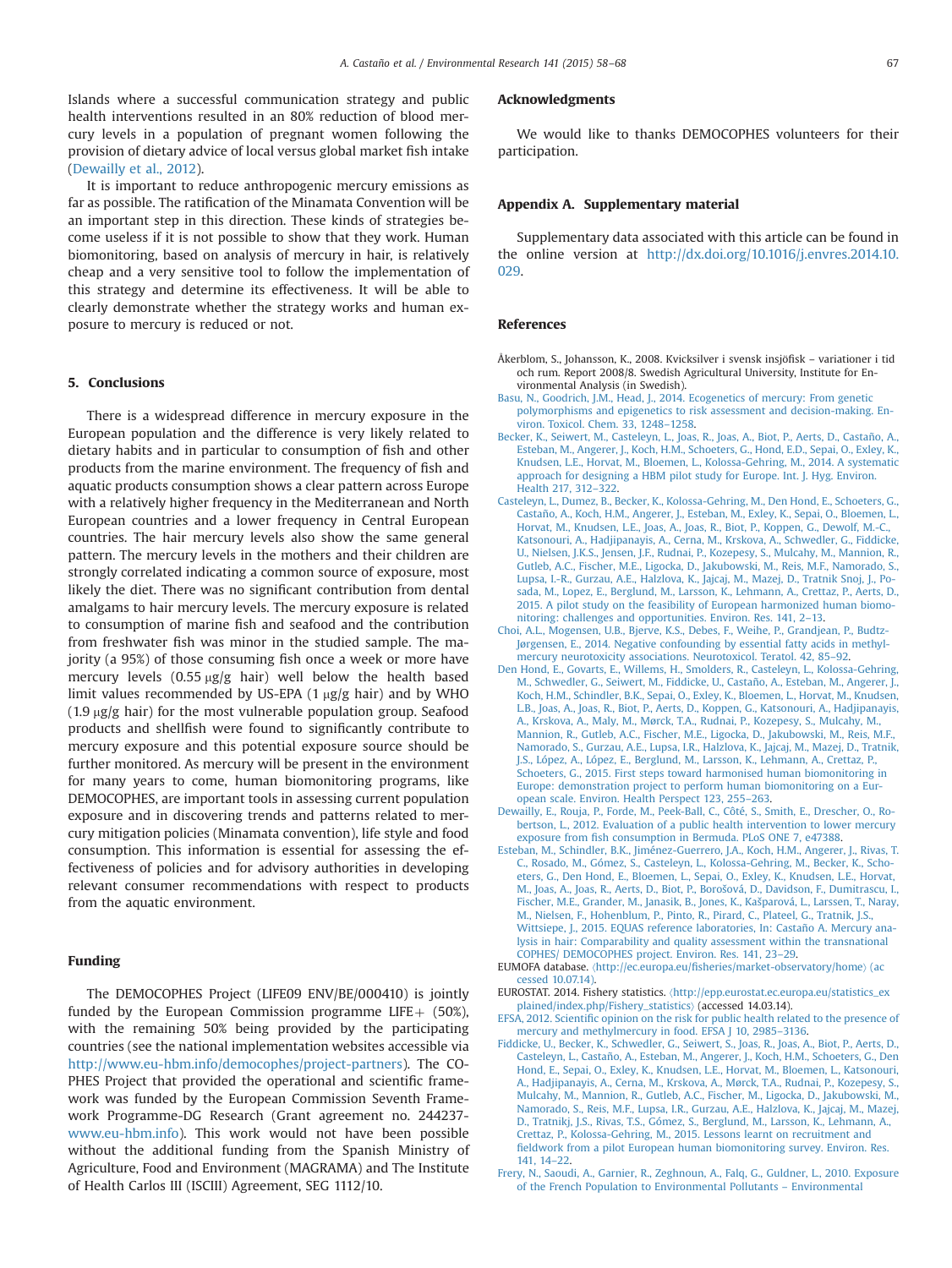Islands where a successful communication strategy and public health interventions resulted in an 80% reduction of blood mercury levels in a population of pregnant women following the provision of dietary advice of local versus global market fish intake (Dewailly et al., 2012).

It is important to reduce anthropogenic mercury emissions as far as possible. The ratification of the Minamata Convention will be an important step in this direction. These kinds of strategies become useless if it is not possible to show that they work. Human biomonitoring, based on analysis of mercury in hair, is relatively cheap and a very sensitive tool to follow the implementation of this strategy and determine its effectiveness. It will be able to clearly demonstrate whether the strategy works and human exposure to mercury is reduced or not.

## 5. Conclusions

There is a widespread difference in mercury exposure in the European population and the difference is very likely related to dietary habits and in particular to consumption of fish and other products from the marine environment. The frequency of fish and aquatic products consumption shows a clear pattern across Europe with a relatively higher frequency in the Mediterranean and North European countries and a lower frequency in Central European countries. The hair mercury levels also show the same general pattern. The mercury levels in the mothers and their children are strongly correlated indicating a common source of exposure, most likely the diet. There was no significant contribution from dental amalgams to hair mercury levels. The mercury exposure is related to consumption of marine fish and seafood and the contribution from freshwater fish was minor in the studied sample. The majority (a 95%) of those consuming fish once a week or more have mercury levels (0.55 μg/g hair) well below the health based limit values recommended by US-EPA (1 μg/g hair) and by WHO (1.9 μg/g hair) for the most vulnerable population group. Seafood products and shellfish were found to significantly contribute to mercury exposure and this potential exposure source should be further monitored. As mercury will be present in the environment for many years to come, human biomonitoring programs, like DEMOCOPHES, are important tools in assessing current population exposure and in discovering trends and patterns related to mercury mitigation policies (Minamata convention), life style and food consumption. This information is essential for assessing the effectiveness of policies and for advisory authorities in developing relevant consumer recommendations with respect to products from the aquatic environment.

## Funding

The DEMOCOPHES Project (LIFE09 ENV/BE/000410) is jointly funded by the European Commission programme LIFE+ (50%), with the remaining 50% being provided by the participating countries (see the national implementation websites accessible via http://www.eu-hbm.info/democophes/project-partners). The COPHES Project that provided the operational and scientific framework was funded by the European Commission Seventh Framework Programme-DG Research (Grant agreement no. 244237-www.eu-hbm.info). This work would not have been possible without the additional funding from the Spanish Ministry of Agriculture, Food and Environment (MAGRAMA) and The Institute of Health Carlos III (ISCIII) Agreement, SEG 1112/10.

## Acknowledgments

We would like to thanks DEMOCOPHES volunteers for their participation.

## Appendix A. Supplementary material

Supplementary data associated with this article can be found in the online version at http://dx.doi.org/10.1016/j.envres.2014.10.029.

## References

Åkerblom, S., Johansson, K., 2008. Kvicksilver i svensk insjöfisk – variationer i tid och rum. Report 2008/8. Swedish Agricultural University, Institute for Environmental Analysis (in Swedish).

Basu, N., Goodrich, J.M., Head, J., 2014. Ecogenetics of mercury: From genetic polymorphisms and epigenetics to risk assessment and decision-making. Environ. Toxicol. Chem. 33, 1248–1258.

Becker, K., Seiwert, M., Casteleyn, L., Joas, R., Joas, A., Biot, P., Aerts, D., Castaño, A., Esteban, M., Angerer, J., Koch, H.M., Schoeters, G., Hond, E.D., Sepai, O., Exley, K., Knudsen, L.E., Horvat, M., Bloemen, L., Kolossa-Gehring, M., 2014. A systematic approach for designing a HBM pilot study for Europe. Int. J. Hyg. Environ. Health 217, 312–322.

Casteleyn, L., Dumez, B., Becker, K., Kolossa-Gehring, M., Den Hond, E., Schoeters, G., Castaño, A., Koch, H.M., Angerer, J., Esteban, M., Exley, K., Sepai, O., Bloemen, L., Horvat, M., Knudsen, L.E., Joas, A., Joas, R., Biot, P., Koppen, G., Dewolf, M.-C., Katsonouri, A., Hadjipanayis, A., Cerna, M., Krskova, A., Schwedler, G., Fiddicke, U., Nielsen, J.K.S., Jensen, J.F., Rudnai, P., Kozepesy, S., Mulcahy, M., Mannion, R., Gutleb, A.C., Fischer, M.E., Ligocka, D., Jakubowski, M., Reis, M.F., Namorado, S., Lupsa, I.-R., Gurzau, A.E., Halzlova, K., Jajcaj, M., Mazej, D., Tratnik Snoj, J., Posada, M., Lopez, E., Berglund, M., Larsson, K., Lehmann, A., Crettaz, P., Aerts, D., 2015. A pilot study on the feasibility of European harmonized human biomonitoring: challenges and opportunities. Environ. Res. 141, 2–13.

Choi, A.L., Mogensen, U.B., Bjerve, K.S., Debes, F., Weihe, P., Grandjean, P., Budtz-Jørgensen, E., 2014. Negative confounding by essential fatty acids in methylmercury neurotoxicity associations. Neurotoxicol. Teratol. 42, 85–92.

Den Hond, E., Govarts, E., Willems, H., Smolders, R., Casteleyn, L., Kolossa-Gehring, M., Schwedler, G., Seiwert, M., Fiddicke, U., Castaño, A., Esteban, M., Angerer, J., Koch, H.M., Schindler, B.K., Sepai, O., Exley, K., Bloemen, L., Horvat, M., Knudsen, L.B., Joas, A., Joas, R., Biot, P., Aerts, D., Koppen, G., Katsonouri, A., Hadjipanayis, A., Krskova, A., Maly, M., Mørck, T.A., Rudnai, P., Kozepesy, S., Mulcahy, M., Mannion, R., Gutleb, A.C., Fischer, M.E., Ligocka, D., Jakubowski, M., Reis, M.F., Namorado, S., Gurzau, A.E., Lupsa, I.R., Halzlova, K., Jajcaj, M., Mazej, D., Tratnik, J.S., López, A., López, E., Berglund, M., Larsson, K., Lehmann, A., Crettaz, P., Schoeters, G., 2015. First steps toward harmonised human biomonitoring in Europe: demonstration project to perform human biomonitoring on a European scale. Environ. Health Perspect 123, 255–263.

Dewailly, E., Rouja, P., Forde, M., Peek-Ball, C., Côté, S., Smith, E., Drescher, O., Robertson, L., 2012. Evaluation of a public health intervention to lower mercury exposure from fish consumption in Bermuda. PLoS ONE 7, e47388.

Esteban, M., Schindler, B.K., Jiménez-Guerrero, J.A., Koch, H.M., Angerer, J., Rivas, T. C., Rosado, M., Gómez, S., Casteleyn, L., Kolossa-Gehring, M., Becker, K., Schoeters, G., Den Hond, E., Bloemen, L., Sepai, O., Exley, K., Knudsen, L.E., Horvat, M., Joas, A., Joas, R., Aerts, D., Biot, P., Borošová, D., Davidson, F., Dumitrascu, I., Fischer, M.E., Grander, M., Janasik, B., Jones, K., Kašparová, L., Larssen, T., Naray, M., Nielsen, F., Hohenblum, P., Pinto, R., Pirard, C., Plateel, G., Tratnik, J.S., Wittsiepe, J., 2015. EQUAS reference laboratories, In: Castaño A. Mercury analysis in hair: Comparability and quality assessment within the transnational COPHES/ DEMOCOPHES project. Environ. Res. 141, 23–29.

EUMOFA database. ⟨http://ec.europa.eu/fisheries/market-observatory/home⟩ (accessed 10.07.14).

EUROSTAT. 2014. Fishery statistics. ⟨http://epp.eurostat.ec.europa.eu/statistics_explained/index.php/Fishery_statistics⟩ (accessed 14.03.14).

EFSA, 2012. Scientific opinion on the risk for public health related to the presence of mercury and methylmercury in food. EFSA J 10, 2985–3136.

Fiddicke, U., Becker, K., Schwedler, G., Seiwert, S., Joas, R., Joas, A., Biot, P., Aerts, D., Casteleyn, L., Castaño, A., Esteban, M., Angerer, J., Koch, H.M., Schoeters, G., Den Hond, E., Sepai, O., Exley, K., Knudsen, L.E., Horvat, M., Bloemen, L., Katsonouri, A., Hadjipanayis, A., Cerna, M., Krskova, A., Mørck, T.A., Rudnai, P., Kozepesy, S., Mulcahy, M., Mannion, R., Gutleb, A.C., Fischer, M., Ligocka, D., Jakubowski, M., Namorado, S., Reis, M.F., Lupsa, I.R., Gurzau, A.E., Halzlova, K., Jajcaj, M., Mazej, D., Tratnikj, J.S., Rivas, T.S., Gómez, S., Berglund, M., Larsson, K., Lehmann, A., Crettaz, P., Kolossa-Gehring, M., 2015. Lessons learnt on recruitment and fieldwork from a pilot European human biomonitoring survey. Environ. Res. 141, 14–22.

Frery, N., Saoudi, A., Garnier, R., Zeghnoun, A., Falq, G., Guldner, L., 2010. Exposure of the French Population to Environmental Pollutants – Environmental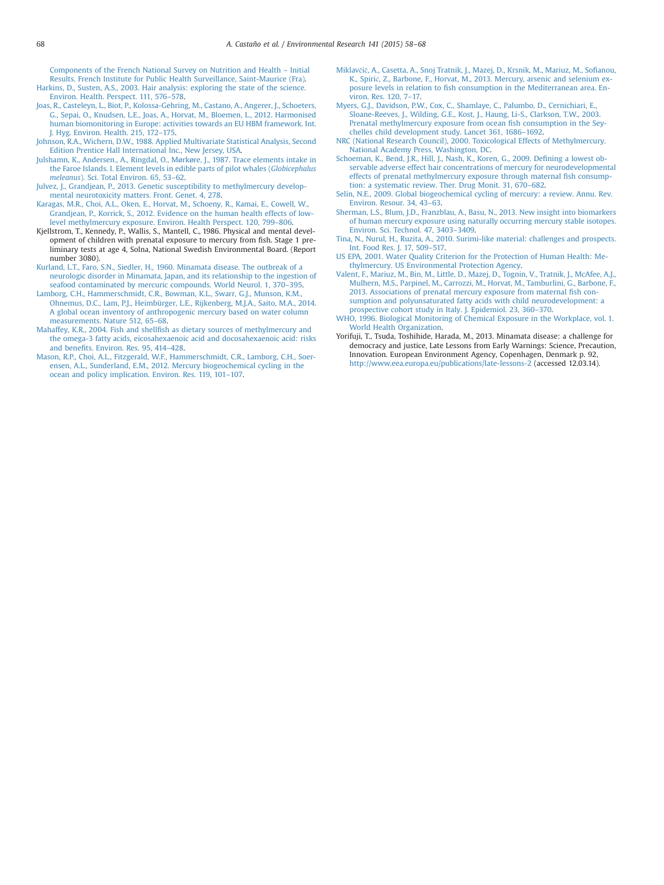Components of the French National Survey on Nutrition and Health – Initial Results. French Institute for Public Health Surveillance, Saint-Maurice (Fra).

Harkins, D., Susten, A.S., 2003. Hair analysis: exploring the state of the science. Environ. Health. Perspect. 111, 576–578.

Joas, R., Casteleyn, L., Biot, P., Kolossa-Gehring, M., Castano, A., Angerer, J., Schoeters, G., Sepai, O., Knudsen, L.E., Joas, A., Horvat, M., Bloemen, L., 2012. Harmonised human biomonitoring in Europe: activities towards an EU HBM framework. Int. J. Hyg. Environ. Health. 215, 172–175.

Johnson, R.A., Wichern, D.W., 1988. Applied Multivariate Statistical Analysis, Second Edition Prentice Hall International Inc., New Jersey, USA.

Julshamn, K., Andersen., A., Ringdal, O., Mørkøre, J., 1987. Trace elements intake in the Faroe Islands. I. Element levels in edible parts of pilot whales (*Globicephalus meleanus*). Sci. Total Environ. 65, 53–62.

Julvez, J., Grandjean, P., 2013. Genetic susceptibility to methylmercury developmental neurotoxicity matters. Front. Genet. 4, 278.

Karagas, M.R., Choi, A.L., Oken, E., Horvat, M., Schoeny, R., Kamai, E., Cowell, W., Grandjean, P., Korrick, S., 2012. Evidence on the human health effects of low-level methylmercury exposure. Environ. Health Perspect. 120, 799–806.

Kjellstrom, T., Kennedy, P., Wallis, S., Mantell, C., 1986. Physical and mental development of children with prenatal exposure to mercury from fish. Stage 1 preliminary tests at age 4, Solna, National Swedish Environmental Board. (Report number 3080).

Kurland, L.T., Faro, S.N., Siedler, H., 1960. Minamata disease. The outbreak of a neurologic disorder in Minamata, Japan, and its relationship to the ingestion of seafood contaminated by mercuric compounds. World Neurol. 1, 370–395.

Lamborg, C.H., Hammerschmidt, C.R., Bowman, K.L., Swarr, G.J., Munson, K.M., Ohnemus, D.C., Lam, P.J., Heimbürger, L.E., Rijkenberg, M.J.A., Saito, M.A., 2014. A global ocean inventory of anthropogenic mercury based on water column measurements. Nature 512, 65–68.

Mahaffey, K.R., 2004. Fish and shellfish as dietary sources of methylmercury and the omega-3 fatty acids, eicosahexaenoic acid and docosahexaenoic acid: risks and benefits. Environ. Res. 95, 414–428.

Mason, R.P., Choi, A.L., Fitzgerald, W.F., Hammerschmidt, C.R., Lamborg, C.H., Soerensen, A.L., Sunderland, E.M., 2012. Mercury biogeochemical cycling in the ocean and policy implication. Environ. Res. 119, 101–107.

Miklavčič, A., Casetta, A., Snoj Tratnik, J., Mazej, D., Krsnik, M., Mariuz, M., Sofianou, K., Spirić, Z., Barbone, F., Horvat, M., 2013. Mercury, arsenic and selenium exposure levels in relation to fish consumption in the Mediterranean area. Environ. Res. 120, 7–17.

Myers, G.J., Davidson, P.W., Cox, C., Shamlaye, C., Palumbo, D., Cernichiari, E., Sloane-Reeves, J., Wilding, G.E., Kost, J., Haung, Li-S., Clarkson, T.W., 2003. Prenatal methylmercury exposure from ocean fish consumption in the Seychelles child development study. Lancet 361, 1686–1692.

NRC (National Research Council), 2000. Toxicological Effects of Methylmercury. National Academy Press, Washington, DC.

Schoeman, K., Bend, J.R., Hill, J., Nash, K., Koren, G., 2009. Defining a lowest observable adverse effect hair concentrations of mercury for neurodevelopmental effects of prenatal methylmercury exposure through maternal fish consumption: a systematic review. Ther. Drug Monit. 31, 670–682.

Selin, N.E., 2009. Global biogeochemical cycling of mercury: a review. Annu. Rev. Environ. Resour. 34, 43–63.

Sherman, L.S., Blum, J.D., Franzblau, A., Basu, N., 2013. New insight into biomarkers of human mercury exposure using naturally occurring mercury stable isotopes. Environ. Sci. Technol. 47, 3403–3409.

Tina, N., Nurul, H., Ruzita, A., 2010. Surimi-like material: challenges and prospects. Int. Food Res. J. 17, 509–517.

US EPA, 2001. Water Quality Criterion for the Protection of Human Health: Methylmercury. US Environmental Protection Agency.

Valent, F., Mariuz, M., Bin, M., Little, D., Mazej, D., Tognin, V., Tratnik, J., McAfee, A.J., Mulhern, M.S., Parpinel, M., Carrozzi, M., Horvat, M., Tamburlini, G., Barbone, F., 2013. Associations of prenatal mercury exposure from maternal fish consumption and polyunsaturated fatty acids with child neurodevelopment: a prospective cohort study in Italy. J. Epidemiol. 23, 360–370.

WHO, 1996. Biological Monitoring of Chemical Exposure in the Workplace, vol. 1. World Health Organization.

Yorifuji, T., Tsuda, Toshihide, Harada, M., 2013. Minamata disease: a challenge for democracy and justice, Late Lessons from Early Warnings: Science, Precaution, Innovation. European Environment Agency, Copenhagen, Denmark p. 92, http://www.eea.europa.eu/publications/late-lessons-2 (accessed 12.03.14).